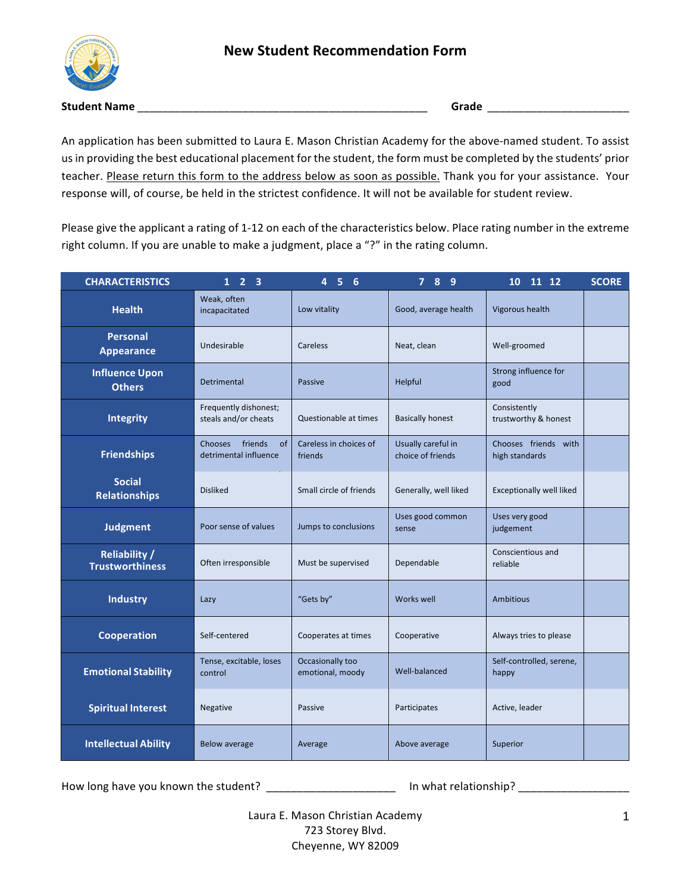# New Student Recommendation Form

**Student Name** _______________________________________________ **Grade** ______________________

An application has been submitted to Laura E. Mason Christian Academy for the above-named student. To assist us in providing the best educational placement for the student, the form must be completed by the students' prior teacher. Please return this form to the address below as soon as possible. Thank you for your assistance. Your response will, of course, be held in the strictest confidence. It will not be available for student review.

Please give the applicant a rating of 1-12 on each of the characteristics below. Place rating number in the extreme right column. If you are unable to make a judgment, place a "?" in the rating column.

| CHARACTERISTICS | 1 2 3 | 4 5 6 | 7 8 9 | 10 11 12 | SCORE |
|---|---|---|---|---|---|
| **Health** | Weak, often incapacitated | Low vitality | Good, average health | Vigorous health | |
| **Personal Appearance** | Undesirable | Careless | Neat, clean | Well-groomed | |
| **Influence Upon Others** | Detrimental | Passive | Helpful | Strong influence for good | |
| **Integrity** | Frequently dishonest; steals and/or cheats | Questionable at times | Basically honest | Consistently trustworthy & honest | |
| **Friendships** | Chooses friends of detrimental influence | Careless in choices of friends | Usually careful in choice of friends | Chooses friends with high standards | |
| **Social Relationships** | Disliked | Small circle of friends | Generally, well liked | Exceptionally well liked | |
| **Judgment** | Poor sense of values | Jumps to conclusions | Uses good common sense | Uses very good judgement | |
| **Reliability / Trustworthiness** | Often irresponsible | Must be supervised | Dependable | Conscientious and reliable | |
| **Industry** | Lazy | "Gets by" | Works well | Ambitious | |
| **Cooperation** | Self-centered | Cooperates at times | Cooperative | Always tries to please | |
| **Emotional Stability** | Tense, excitable, loses control | Occasionally too emotional, moody | Well-balanced | Self-controlled, serene, happy | |
| **Spiritual Interest** | Negative | Passive | Participates | Active, leader | |
| **Intellectual Ability** | Below average | Average | Above average | Superior | |

How long have you known the student? ____________________ In what relationship? ________________

Laura E. Mason Christian Academy
723 Storey Blvd.
Cheyenne, WY 82009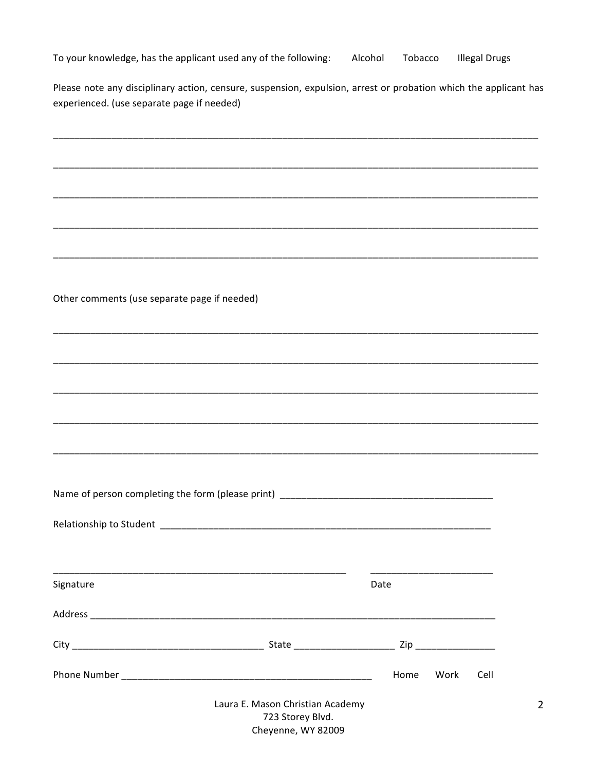To your knowledge, has the applicant used any of the following: Alcohol Tobacco Illegal Drugs

Please note any disciplinary action, censure, suspension, expulsion, arrest or probation which the applicant has experienced. (use separate page if needed)

______________________________________________________________________________________

______________________________________________________________________________________

______________________________________________________________________________________

______________________________________________________________________________________

______________________________________________________________________________________

Other comments (use separate page if needed)

______________________________________________________________________________________

______________________________________________________________________________________

______________________________________________________________________________________

______________________________________________________________________________________

______________________________________________________________________________________

Name of person completing the form (please print) ______________________________________

Relationship to Student ____________________________________________________________

____________________________________________________ ______________________

Signature Date

Address ________________________________________________________________________

City __________________________________ State __________________ Zip _______________

Phone Number ______________________________________________ Home Work Cell

Laura E. Mason Christian Academy
723 Storey Blvd.
Cheyenne, WY 82009